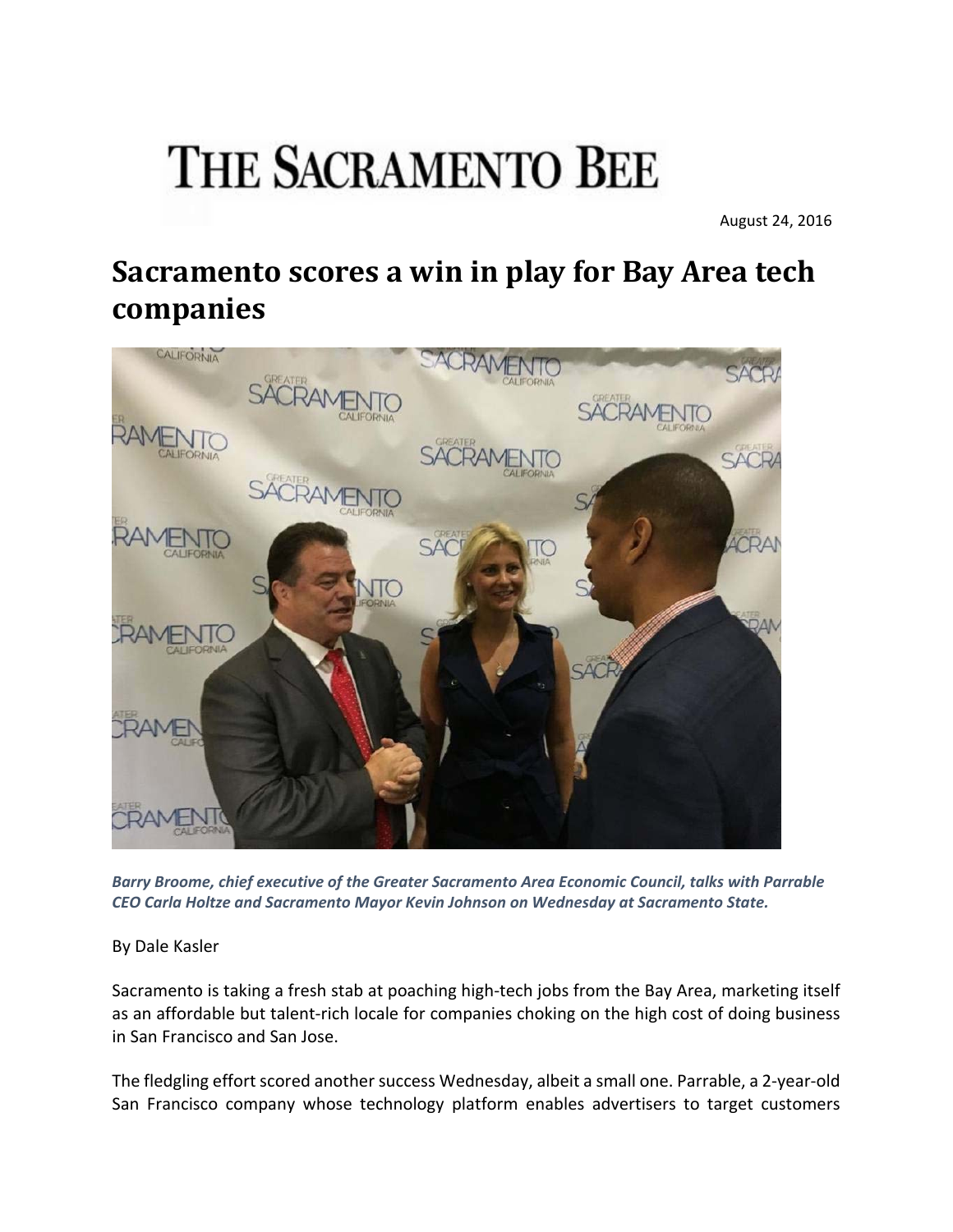# THE SACRAMENTO BEE

August 24, 2016

## Sacramento scores a win in play for Bay Area tech companies

***Barry Broome, chief executive of the Greater Sacramento Area Economic Council, talks with Parrable CEO Carla Holtze and Sacramento Mayor Kevin Johnson on Wednesday at Sacramento State.***

By Dale Kasler

Sacramento is taking a fresh stab at poaching high-tech jobs from the Bay Area, marketing itself as an affordable but talent-rich locale for companies choking on the high cost of doing business in San Francisco and San Jose.

The fledgling effort scored another success Wednesday, albeit a small one. Parrable, a 2-year-old San Francisco company whose technology platform enables advertisers to target customers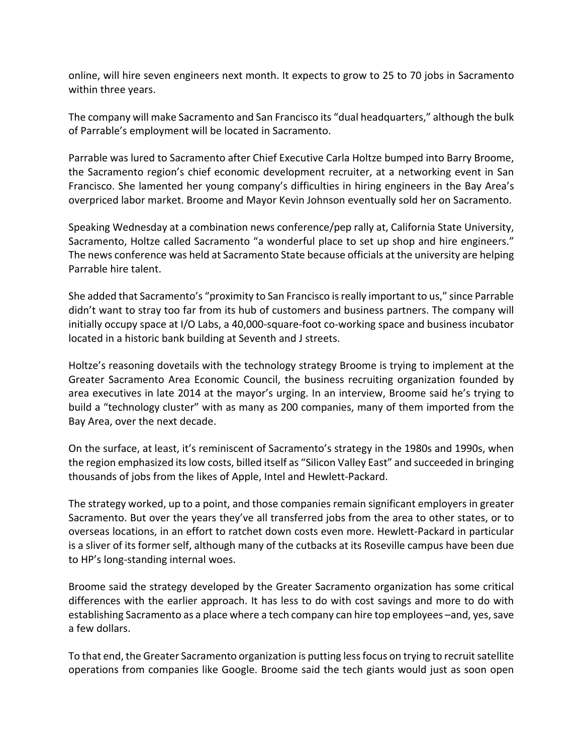online, will hire seven engineers next month. It expects to grow to 25 to 70 jobs in Sacramento within three years.

The company will make Sacramento and San Francisco its "dual headquarters," although the bulk of Parrable's employment will be located in Sacramento.

Parrable was lured to Sacramento after Chief Executive Carla Holtze bumped into Barry Broome, the Sacramento region's chief economic development recruiter, at a networking event in San Francisco. She lamented her young company's difficulties in hiring engineers in the Bay Area's overpriced labor market. Broome and Mayor Kevin Johnson eventually sold her on Sacramento.

Speaking Wednesday at a combination news conference/pep rally at, California State University, Sacramento, Holtze called Sacramento "a wonderful place to set up shop and hire engineers." The news conference was held at Sacramento State because officials at the university are helping Parrable hire talent.

She added that Sacramento's "proximity to San Francisco is really important to us," since Parrable didn't want to stray too far from its hub of customers and business partners. The company will initially occupy space at I/O Labs, a 40,000-square-foot co-working space and business incubator located in a historic bank building at Seventh and J streets.

Holtze's reasoning dovetails with the technology strategy Broome is trying to implement at the Greater Sacramento Area Economic Council, the business recruiting organization founded by area executives in late 2014 at the mayor's urging. In an interview, Broome said he's trying to build a "technology cluster" with as many as 200 companies, many of them imported from the Bay Area, over the next decade.

On the surface, at least, it's reminiscent of Sacramento's strategy in the 1980s and 1990s, when the region emphasized its low costs, billed itself as "Silicon Valley East" and succeeded in bringing thousands of jobs from the likes of Apple, Intel and Hewlett-Packard.

The strategy worked, up to a point, and those companies remain significant employers in greater Sacramento. But over the years they've all transferred jobs from the area to other states, or to overseas locations, in an effort to ratchet down costs even more. Hewlett-Packard in particular is a sliver of its former self, although many of the cutbacks at its Roseville campus have been due to HP's long-standing internal woes.

Broome said the strategy developed by the Greater Sacramento organization has some critical differences with the earlier approach. It has less to do with cost savings and more to do with establishing Sacramento as a place where a tech company can hire top employees –and, yes, save a few dollars.

To that end, the Greater Sacramento organization is putting less focus on trying to recruit satellite operations from companies like Google. Broome said the tech giants would just as soon open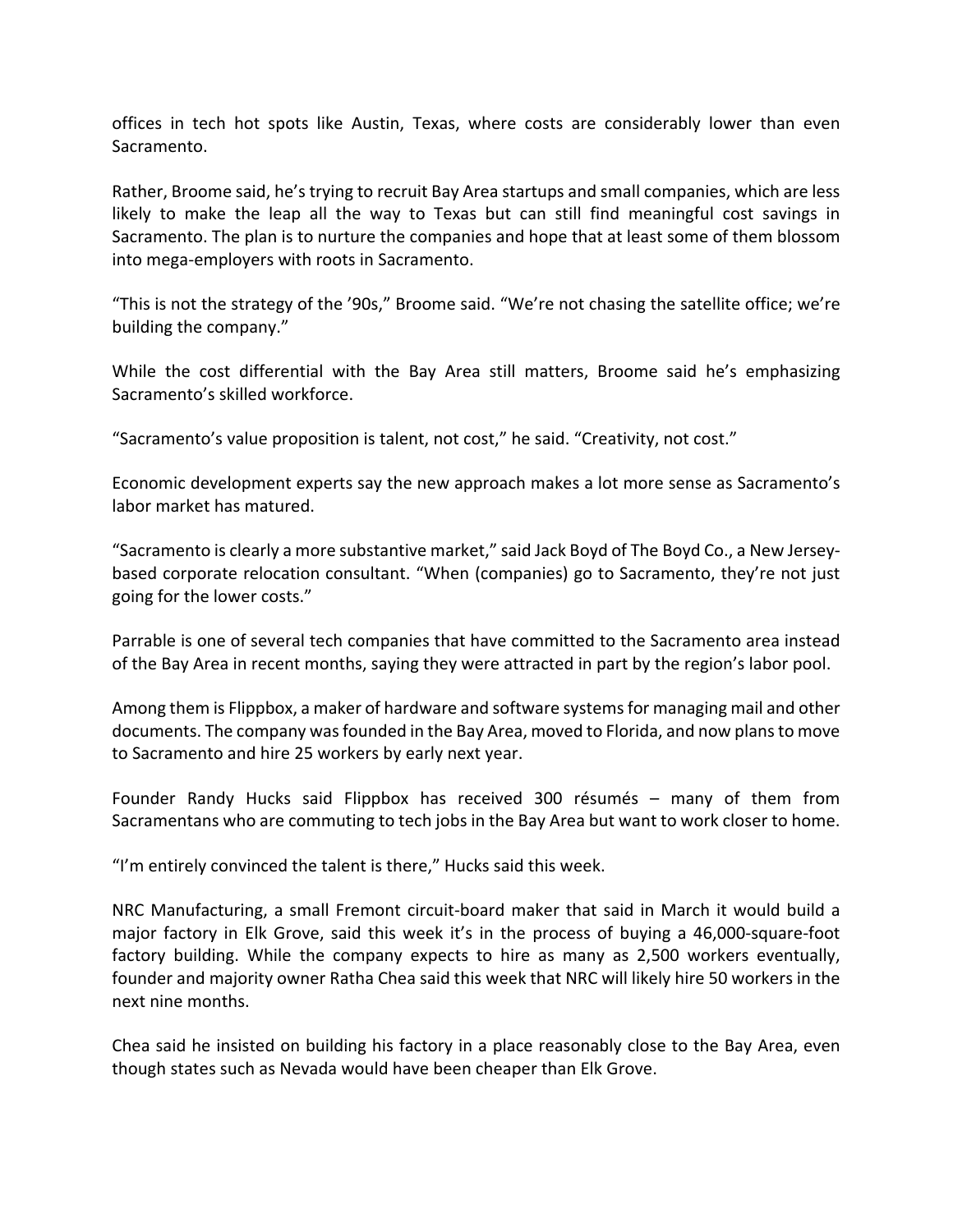offices in tech hot spots like Austin, Texas, where costs are considerably lower than even Sacramento.

Rather, Broome said, he's trying to recruit Bay Area startups and small companies, which are less likely to make the leap all the way to Texas but can still find meaningful cost savings in Sacramento. The plan is to nurture the companies and hope that at least some of them blossom into mega-employers with roots in Sacramento.

"This is not the strategy of the '90s," Broome said. "We're not chasing the satellite office; we're building the company."

While the cost differential with the Bay Area still matters, Broome said he's emphasizing Sacramento's skilled workforce.

"Sacramento's value proposition is talent, not cost," he said. "Creativity, not cost."

Economic development experts say the new approach makes a lot more sense as Sacramento's labor market has matured.

"Sacramento is clearly a more substantive market," said Jack Boyd of The Boyd Co., a New Jersey-based corporate relocation consultant. "When (companies) go to Sacramento, they're not just going for the lower costs."

Parrable is one of several tech companies that have committed to the Sacramento area instead of the Bay Area in recent months, saying they were attracted in part by the region's labor pool.

Among them is Flippbox, a maker of hardware and software systems for managing mail and other documents. The company was founded in the Bay Area, moved to Florida, and now plans to move to Sacramento and hire 25 workers by early next year.

Founder Randy Hucks said Flippbox has received 300 résumés – many of them from Sacramentans who are commuting to tech jobs in the Bay Area but want to work closer to home.

"I'm entirely convinced the talent is there," Hucks said this week.

NRC Manufacturing, a small Fremont circuit-board maker that said in March it would build a major factory in Elk Grove, said this week it's in the process of buying a 46,000-square-foot factory building. While the company expects to hire as many as 2,500 workers eventually, founder and majority owner Ratha Chea said this week that NRC will likely hire 50 workers in the next nine months.

Chea said he insisted on building his factory in a place reasonably close to the Bay Area, even though states such as Nevada would have been cheaper than Elk Grove.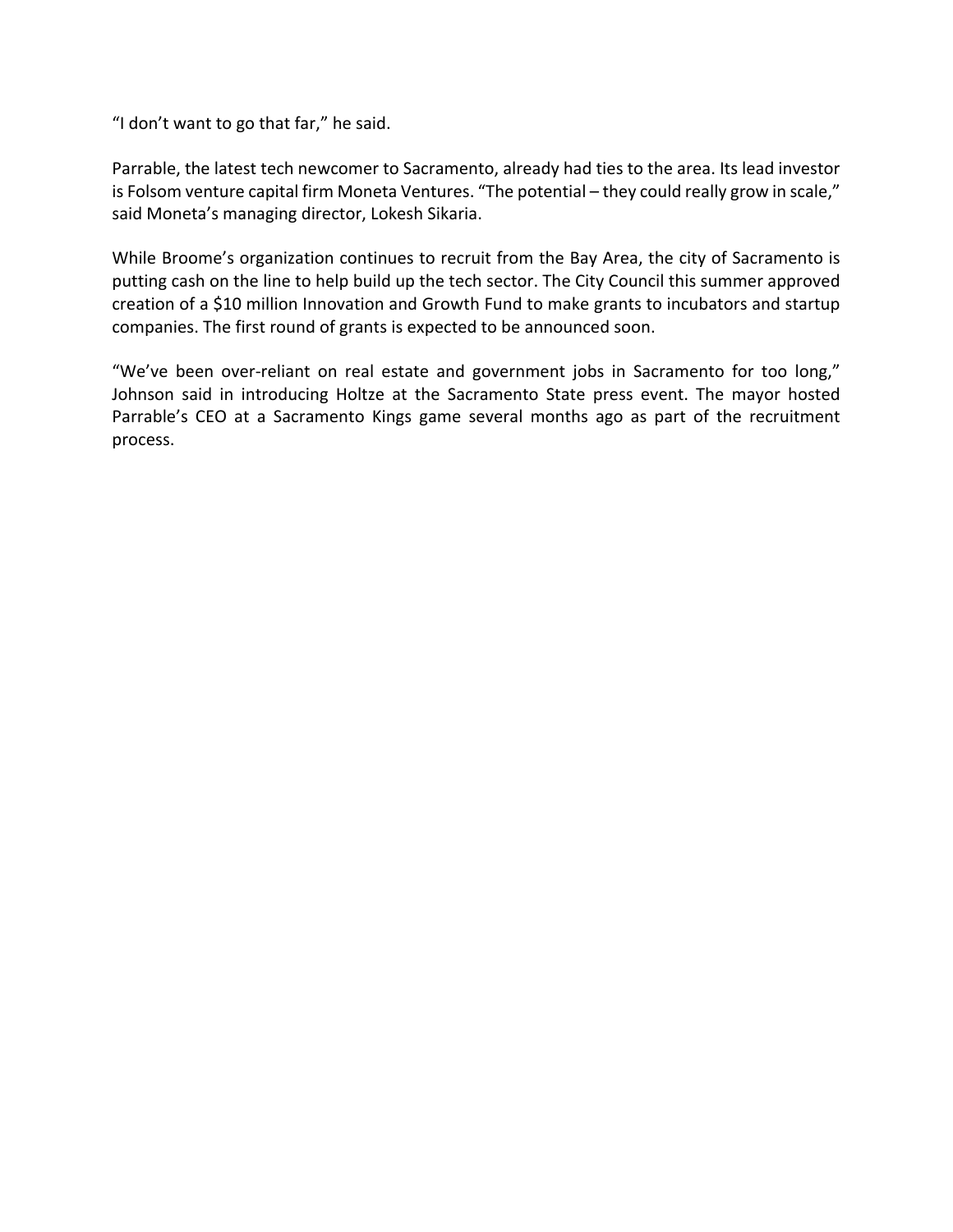“I don’t want to go that far,” he said.

Parrable, the latest tech newcomer to Sacramento, already had ties to the area. Its lead investor is Folsom venture capital firm Moneta Ventures. “The potential – they could really grow in scale,” said Moneta’s managing director, Lokesh Sikaria.

While Broome’s organization continues to recruit from the Bay Area, the city of Sacramento is putting cash on the line to help build up the tech sector. The City Council this summer approved creation of a $10 million Innovation and Growth Fund to make grants to incubators and startup companies. The first round of grants is expected to be announced soon.

“We’ve been over-reliant on real estate and government jobs in Sacramento for too long,” Johnson said in introducing Holtze at the Sacramento State press event. The mayor hosted Parrable’s CEO at a Sacramento Kings game several months ago as part of the recruitment process.